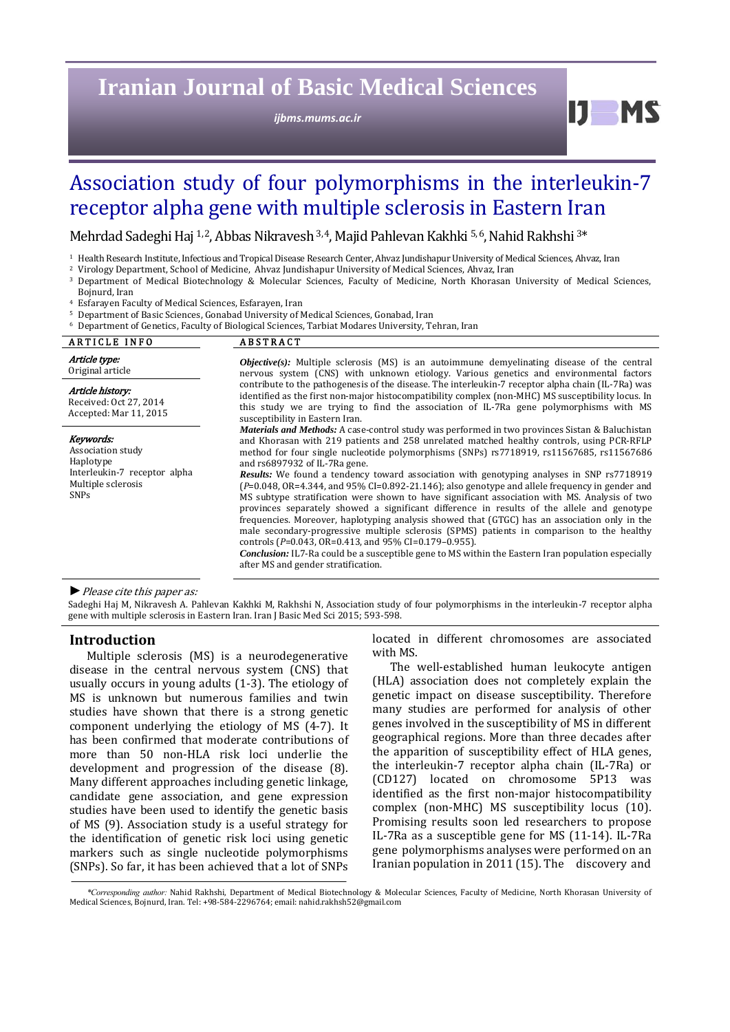# Association study of four polymorphisms in the interleukin-7 receptor alpha gene with multiple sclerosis in Eastern Iran

Mehrdad Sadeghi Haj [1,2], Abbas Nikravesh [3,4], Majid Pahlevan Kakhki [5,6], Nahid Rakhshi [3]*

[1] Health Research Institute, Infectious and Tropical Disease Research Center, Ahvaz Jundishapur University of Medical Sciences, Ahvaz, Iran
[2] Virology Department, School of Medicine, Ahvaz Jundishapur University of Medical Sciences, Ahvaz, Iran
[3] Department of Medical Biotechnology & Molecular Sciences, Faculty of Medicine, North Khorasan University of Medical Sciences, Bojnurd, Iran
[4] Esfarayen Faculty of Medical Sciences, Esfarayen, Iran
[5] Department of Basic Sciences, Gonabad University of Medical Sciences, Gonabad, Iran
[6] Department of Genetics, Faculty of Biological Sciences, Tarbiat Modares University, Tehran, Iran

**ARTICLE INFO**

*Article type:*
Original article

*Article history:*
Received: Oct 27, 2014
Accepted: Mar 11, 2015

*Keywords:*
Association study
Haplotype
Interleukin-7 receptor alpha
Multiple sclerosis
SNPs

**ABSTRACT**

***Objective(s):*** Multiple sclerosis (MS) is an autoimmune demyelinating disease of the central nervous system (CNS) with unknown etiology. Various genetics and environmental factors contribute to the pathogenesis of the disease. The interleukin-7 receptor alpha chain (IL-7Ra) was identified as the first non-major histocompatibility complex (non-MHC) MS susceptibility locus. In this study we are trying to find the association of IL-7Ra gene polymorphisms with MS susceptibility in Eastern Iran.

***Materials and Methods:*** A case-control study was performed in two provinces Sistan & Baluchistan and Khorasan with 219 patients and 258 unrelated matched healthy controls, using PCR-RFLP method for four single nucleotide polymorphisms (SNPs) rs7718919, rs11567685, rs11567686 and rs6897932 of IL-7Ra gene.

***Results:*** We found a tendency toward association with genotyping analyses in SNP rs7718919 ($P$=0.048, OR=4.344, and 95% CI=0.892-21.146); also genotype and allele frequency in gender and MS subtype stratification were shown to have significant association with MS. Analysis of two provinces separately showed a significant difference in results of the allele and genotype frequencies. Moreover, haplotyping analysis showed that (GTGC) has an association only in the male secondary-progressive multiple sclerosis (SPMS) patients in comparison to the healthy controls ($P$=0.043, OR=0.413, and 95% CI=0.179–0.955).

***Conclusion:*** IL7-Ra could be a susceptible gene to MS within the Eastern Iran population especially after MS and gender stratification.

► *Please cite this paper as:*
Sadeghi Haj M, Nikravesh A. Pahlevan Kakhki M, Rakhshi N, Association study of four polymorphisms in the interleukin-7 receptor alpha gene with multiple sclerosis in Eastern Iran. Iran J Basic Med Sci 2015; 593-598.

## Introduction

Multiple sclerosis (MS) is a neurodegenerative disease in the central nervous system (CNS) that usually occurs in young adults (1-3). The etiology of MS is unknown but numerous families and twin studies have shown that there is a strong genetic component underlying the etiology of MS (4-7). It has been confirmed that moderate contributions of more than 50 non-HLA risk loci underlie the development and progression of the disease (8). Many different approaches including genetic linkage, candidate gene association, and gene expression studies have been used to identify the genetic basis of MS (9). Association study is a useful strategy for the identification of genetic risk loci using genetic markers such as single nucleotide polymorphisms (SNPs). So far, it has been achieved that a lot of SNPs located in different chromosomes are associated with MS.

The well-established human leukocyte antigen (HLA) association does not completely explain the genetic impact on disease susceptibility. Therefore many studies are performed for analysis of other genes involved in the susceptibility of MS in different geographical regions. More than three decades after the apparition of susceptibility effect of HLA genes, the interleukin-7 receptor alpha chain (IL-7Ra) or (CD127) located on chromosome 5P13 was identified as the first non-major histocompatibility complex (non-MHC) MS susceptibility locus (10). Promising results soon led researchers to propose IL-7Ra as a susceptible gene for MS (11-14). IL-7Ra gene polymorphisms analyses were performed on an Iranian population in 2011 (15). The discovery and

*\*Corresponding author:* Nahid Rakhshi, Department of Medical Biotechnology & Molecular Sciences, Faculty of Medicine, North Khorasan University of Medical Sciences, Bojnurd, Iran. Tel: +98-584-2296764; email: nahid.rakhsh52@gmail.com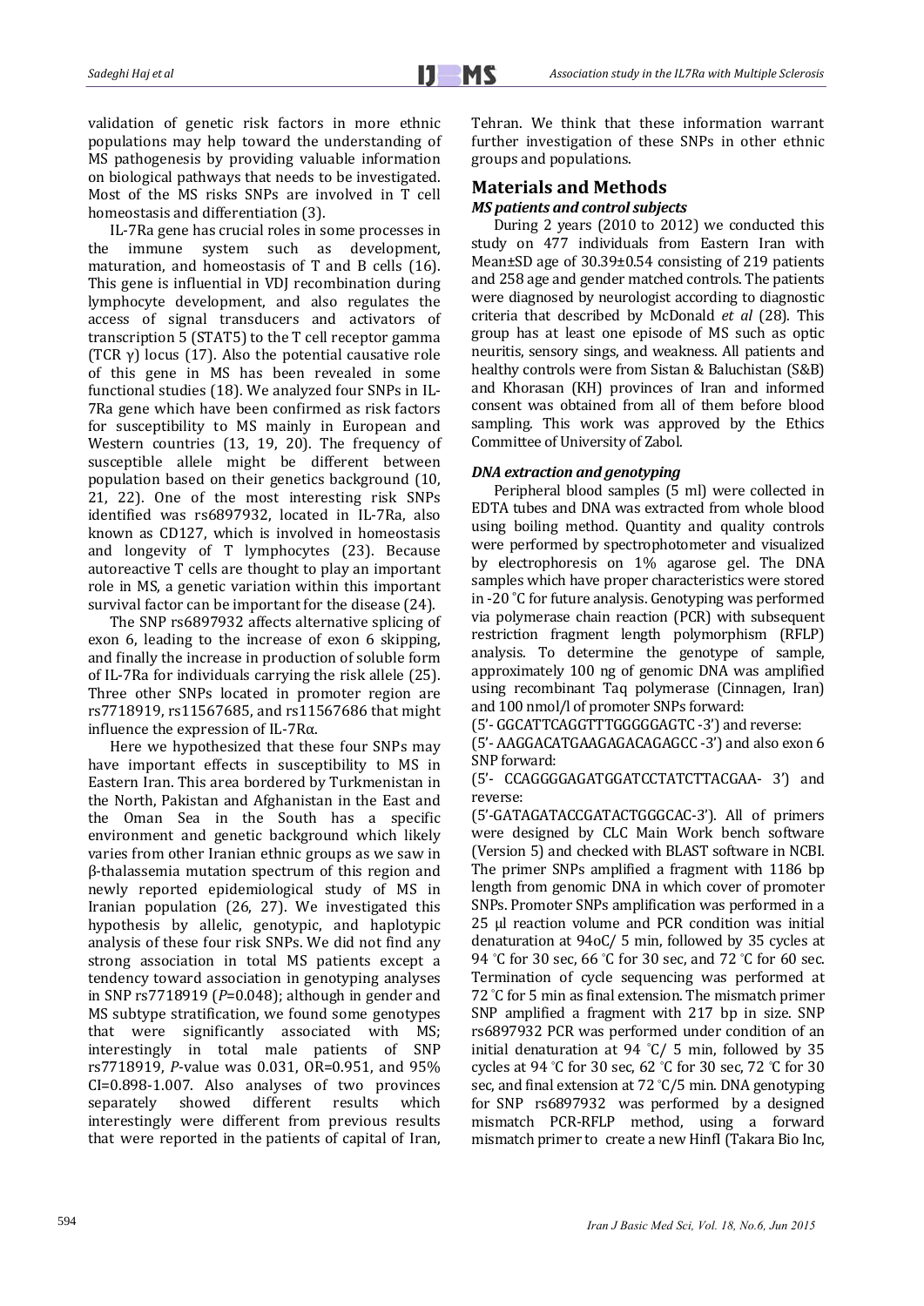validation of genetic risk factors in more ethnic populations may help toward the understanding of MS pathogenesis by providing valuable information on biological pathways that needs to be investigated. Most of the MS risks SNPs are involved in T cell homeostasis and differentiation (3).

IL-7Ra gene has crucial roles in some processes in the immune system such as development, maturation, and homeostasis of T and B cells (16). This gene is influential in VDJ recombination during lymphocyte development, and also regulates the access of signal transducers and activators of transcription 5 (STAT5) to the T cell receptor gamma (TCR γ) locus (17). Also the potential causative role of this gene in MS has been revealed in some functional studies (18). We analyzed four SNPs in IL-7Ra gene which have been confirmed as risk factors for susceptibility to MS mainly in European and Western countries (13, 19, 20). The frequency of susceptible allele might be different between population based on their genetics background (10, 21, 22). One of the most interesting risk SNPs identified was rs6897932, located in IL-7Ra, also known as CD127, which is involved in homeostasis and longevity of T lymphocytes (23). Because autoreactive T cells are thought to play an important role in MS, a genetic variation within this important survival factor can be important for the disease (24).

The SNP rs6897932 affects alternative splicing of exon 6, leading to the increase of exon 6 skipping, and finally the increase in production of soluble form of IL-7Ra for individuals carrying the risk allele (25). Three other SNPs located in promoter region are rs7718919, rs11567685, and rs11567686 that might influence the expression of IL-7Rα.

Here we hypothesized that these four SNPs may have important effects in susceptibility to MS in Eastern Iran. This area bordered by Turkmenistan in the North, Pakistan and Afghanistan in the East and the Oman Sea in the South has a specific environment and genetic background which likely varies from other Iranian ethnic groups as we saw in β-thalassemia mutation spectrum of this region and newly reported epidemiological study of MS in Iranian population (26, 27). We investigated this hypothesis by allelic, genotypic, and haplotypic analysis of these four risk SNPs. We did not find any strong association in total MS patients except a tendency toward association in genotyping analyses in SNP rs7718919 ($P$=0.048); although in gender and MS subtype stratification, we found some genotypes that were significantly associated with MS; interestingly in total male patients of SNP rs7718919, $P$-value was 0.031, OR=0.951, and 95% CI=0.898-1.007. Also analyses of two provinces separately showed different results which interestingly were different from previous results that were reported in the patients of capital of Iran, Tehran. We think that these information warrant further investigation of these SNPs in other ethnic groups and populations.

## Materials and Methods

### *MS patients and control subjects*

During 2 years (2010 to 2012) we conducted this study on 477 individuals from Eastern Iran with Mean±SD age of 30.39±0.54 consisting of 219 patients and 258 age and gender matched controls. The patients were diagnosed by neurologist according to diagnostic criteria that described by McDonald *et al* (28). This group has at least one episode of MS such as optic neuritis, sensory sings, and weakness. All patients and healthy controls were from Sistan & Baluchistan (S&B) and Khorasan (KH) provinces of Iran and informed consent was obtained from all of them before blood sampling. This work was approved by the Ethics Committee of University of Zabol.

### *DNA extraction and genotyping*

Peripheral blood samples (5 ml) were collected in EDTA tubes and DNA was extracted from whole blood using boiling method. Quantity and quality controls were performed by spectrophotometer and visualized by electrophoresis on 1% agarose gel. The DNA samples which have proper characteristics were stored in -20 °C for future analysis. Genotyping was performed via polymerase chain reaction (PCR) with subsequent restriction fragment length polymorphism (RFLP) analysis. To determine the genotype of sample, approximately 100 ng of genomic DNA was amplified using recombinant Taq polymerase (Cinnagen, Iran) and 100 nmol/l of promoter SNPs forward:

(5'- GGCATTCAGGTTTGGGGGAGTC -3') and reverse:

(5'- AAGGACATGAAGAGACAGAGCC -3') and also exon 6 SNP forward:

(5'- CCAGGGGAGATGGATCCTATCTTACGAA- 3') and reverse:

(5'-GATAGATACCGATACTGGGCAC-3'). All of primers were designed by CLC Main Work bench software (Version 5) and checked with BLAST software in NCBI. The primer SNPs amplified a fragment with 1186 bp length from genomic DNA in which cover of promoter SNPs. Promoter SNPs amplification was performed in a 25 µl reaction volume and PCR condition was initial denaturation at 94oC/ 5 min, followed by 35 cycles at 94 °C for 30 sec, 66 °C for 30 sec, and 72 °C for 60 sec. Termination of cycle sequencing was performed at 72 °C for 5 min as final extension. The mismatch primer SNP amplified a fragment with 217 bp in size. SNP rs6897932 PCR was performed under condition of an initial denaturation at 94 °C/ 5 min, followed by 35 cycles at 94 °C for 30 sec, 62 °C for 30 sec, 72 °C for 30 sec, and final extension at 72 °C/5 min. DNA genotyping for SNP rs6897932 was performed by a designed mismatch PCR-RFLP method, using a forward mismatch primer to create a new HinfI (Takara Bio Inc,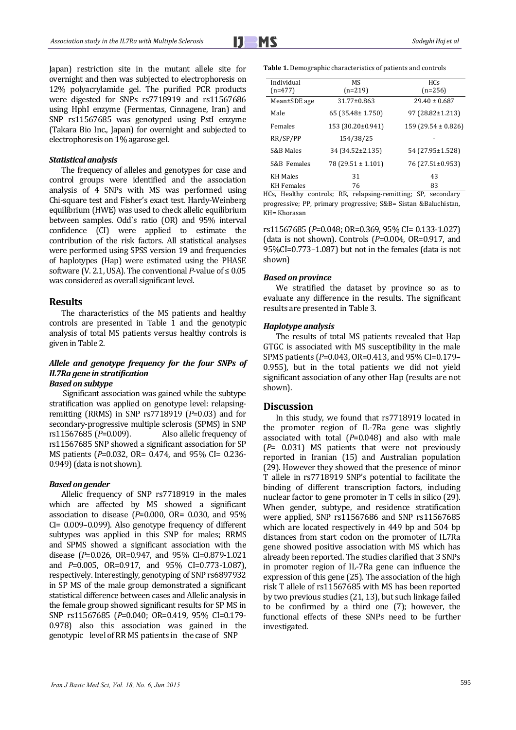Japan) restriction site in the mutant allele site for overnight and then was subjected to electrophoresis on 12% polyacrylamide gel. The purified PCR products were digested for SNPs rs7718919 and rs11567686 using HphI enzyme (Fermentas, Cinnagene, Iran) and SNP rs11567685 was genotyped using PstI enzyme (Takara Bio Inc., Japan) for overnight and subjected to electrophoresis on 1% agarose gel.

### *Statistical analysis*

The frequency of alleles and genotypes for case and control groups were identified and the association analysis of 4 SNPs with MS was performed using Chi-square test and Fisher's exact test. Hardy-Weinberg equilibrium (HWE) was used to check allelic equilibrium between samples. Odd`s ratio (OR) and 95% interval confidence (CI) were applied to estimate the contribution of the risk factors. All statistical analyses were performed using SPSS version 19 and frequencies of haplotypes (Hap) were estimated using the PHASE software (V. 2.1, USA). The conventional *P*-value of ≤ 0.05 was considered as overall significant level.

## Results

The characteristics of the MS patients and healthy controls are presented in Table 1 and the genotypic analysis of total MS patients versus healthy controls is given in Table 2.

### *Allele and genotype frequency for the four SNPs of IL7Ra gene in stratification*

### *Based on subtype*

Significant association was gained while the subtype stratification was applied on genotype level: relapsing-remitting (RRMS) in SNP rs7718919 (*P*=0.03) and for secondary-progressive multiple sclerosis (SPMS) in SNP rs11567685 (*P*=0.009). Also allelic frequency of rs11567685 SNP showed a significant association for SP MS patients (*P*=0.032, OR= 0.474, and 95% CI= 0.236-0.949) (data is not shown).

### *Based on gender*

Allelic frequency of SNP rs7718919 in the males which are affected by MS showed a significant association to disease (*P*=0.000, OR= 0.030, and 95% CI= 0.009–0.099). Also genotype frequency of different subtypes was applied in this SNP for males; RRMS and SPMS showed a significant association with the disease (*P*=0.026, OR=0.947, and 95% CI=0.879-1.021 and *P*=0.005, OR=0.917, and 95% CI=0.773-1.087), respectively. Interestingly, genotyping of SNP rs6897932 in SP MS of the male group demonstrated a significant statistical difference between cases and Allelic analysis in the female group showed significant results for SP MS in SNP rs11567685 (*P*=0.040; OR=0.419, 95% CI=0.179-0.978) also this association was gained in the genotypic level of RR MS patients in the case of SNP rs11567685 (*P*=0.048; OR=0.369, 95% CI= 0.133-1.027) (data is not shown). Controls (*P*=0.004, OR=0.917, and 95%CI=0.773–1.087) but not in the females (data is not shown)

**Table 1.** Demographic characteristics of patients and controls

| Individual (n=477) | MS (n=219) | HCs (n=256) |
|---|---|---|
| Mean±SDE age | 31.77±0.863 | 29.40 ± 0.687 |
| Male | 65 (35.48± 1.750) | 97 (28.82±1.213) |
| Females | 153 (30.20±0.941) | 159 (29.54 ± 0.826) |
| RR/SP/PP | 154/38/25 | - |
| S&B Males | 34 (34.52±2.135) | 54 (27.95±1.528) |
| S&B Females | 78 (29.51 ± 1.101) | 76 (27.51±0.953) |
| KH Males | 31 | 43 |
| KH Females | 76 | 83 |

HCs, Healthy controls; RR, relapsing-remitting; SP, secondary progressive; PP, primary progressive; S&B= Sistan &Baluchistan, KH= Khorasan

### *Based on province*

We stratified the dataset by province so as to evaluate any difference in the results. The significant results are presented in Table 3.

### *Haplotype analysis*

The results of total MS patients revealed that Hap GTGC is associated with MS susceptibility in the male SPMS patients (*P*=0.043, OR=0.413, and 95% CI=0.179–0.955), but in the total patients we did not yield significant association of any other Hap (results are not shown).

## Discussion

In this study, we found that rs7718919 located in the promoter region of IL-7Ra gene was slightly associated with total (*P*=0.048) and also with male (*P*= 0.031) MS patients that were not previously reported in Iranian (15) and Australian population (29). However they showed that the presence of minor T allele in rs7718919 SNP's potential to facilitate the binding of different transcription factors, including nuclear factor to gene promoter in T cells in silico (29). When gender, subtype, and residence stratification were applied, SNP rs11567686 and SNP rs11567685 which are located respectively in 449 bp and 504 bp distances from start codon on the promoter of IL7Ra gene showed positive association with MS which has already been reported. The studies clarified that 3 SNPs in promoter region of IL-7Ra gene can influence the expression of this gene (25). The association of the high risk T allele of rs11567685 with MS has been reported by two previous studies (21, 13), but such linkage failed to be confirmed by a third one (7); however, the functional effects of these SNPs need to be further investigated.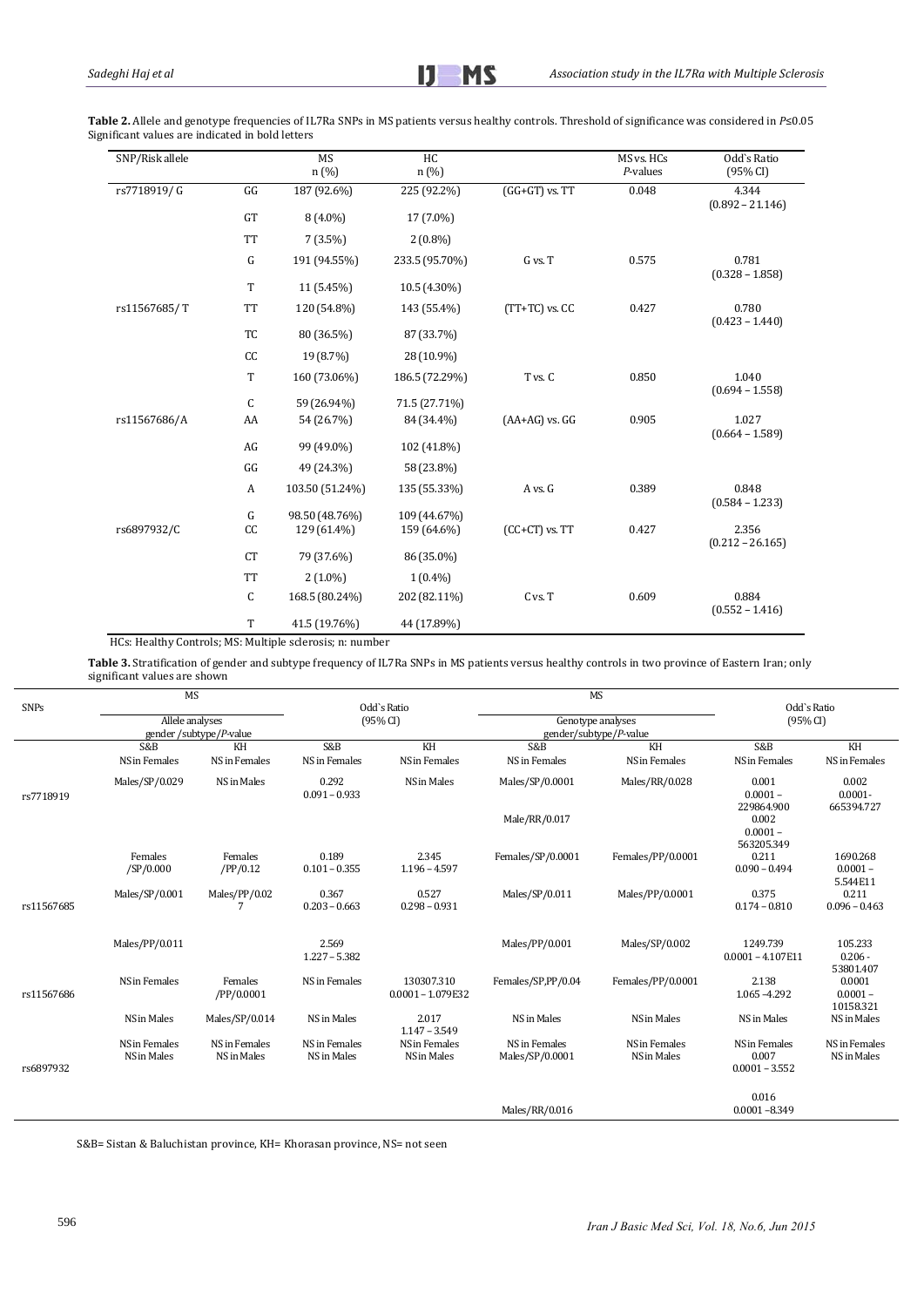**Table 2.** Allele and genotype frequencies of IL7Ra SNPs in MS patients versus healthy controls. Threshold of significance was considered in $P \leq 0.05$ Significant values are indicated in bold letters

| SNP/Risk allele | | MS n (%) | HC n (%) | | MS vs. HCs *P*-values | Odd`s Ratio (95% CI) |
|---|---|---|---|---|---|---|
| rs7718919/ G | GG | 187 (92.6%) | 225 (92.2%) | (GG+GT) vs. TT | 0.048 | 4.344 (0.892 – 21.146) |
| | GT | 8 (4.0%) | 17 (7.0%) | | | |
| | TT | 7 (3.5%) | 2 (0.8%) | | | |
| | G | 191 (94.55%) | 233.5 (95.70%) | G vs. T | 0.575 | 0.781 (0.328 – 1.858) |
| | T | 11 (5.45%) | 10.5 (4.30%) | | | |
| rs11567685/ T | TT | 120 (54.8%) | 143 (55.4%) | (TT+TC) vs. CC | 0.427 | 0.780 (0.423 – 1.440) |
| | TC | 80 (36.5%) | 87 (33.7%) | | | |
| | CC | 19 (8.7%) | 28 (10.9%) | | | |
| | T | 160 (73.06%) | 186.5 (72.29%) | T vs. C | 0.850 | 1.040 (0.694 – 1.558) |
| | C | 59 (26.94%) | 71.5 (27.71%) | | | |
| rs11567686/A | AA | 54 (26.7%) | 84 (34.4%) | (AA+AG) vs. GG | 0.905 | 1.027 (0.664 – 1.589) |
| | AG | 99 (49.0%) | 102 (41.8%) | | | |
| | GG | 49 (24.3%) | 58 (23.8%) | | | |
| | A | 103.50 (51.24%) | 135 (55.33%) | A vs. G | 0.389 | 0.848 (0.584 – 1.233) |
| | G | 98.50 (48.76%) | 109 (44.67%) | | | |
| rs6897932/C | CC | 129 (61.4%) | 159 (64.6%) | (CC+CT) vs. TT | 0.427 | 2.356 (0.212 – 26.165) |
| | CT | 79 (37.6%) | 86 (35.0%) | | | |
| | TT | 2 (1.0%) | 1 (0.4%) | | | |
| | C | 168.5 (80.24%) | 202 (82.11%) | C vs. T | 0.609 | 0.884 (0.552 – 1.416) |
| | T | 41.5 (19.76%) | 44 (17.89%) | | | |

HCs: Healthy Controls; MS: Multiple sclerosis; n: number

**Table 3.** Stratification of gender and subtype frequency of IL7Ra SNPs in MS patients versus healthy controls in two province of Eastern Iran; only significant values are shown

| SNPs | MS Allele analyses gender /subtype/*P*-value | | Odd`s Ratio (95% CI) | | MS Genotype analyses gender/subtype/*P*-value | | Odd`s Ratio (95% CI) | |
|---|---|---|---|---|---|---|---|---|
| | S&B | KH | S&B | KH | S&B | KH | S&B | KH |
| | NS in Females | NS in Females | NS in Females | NS in Females | NS in Females | NS in Females | NS in Females | NS in Females |
| rs7718919 | Males/SP/0.029 | NS in Males | 0.292 0.091 – 0.933 | NS in Males | Males/SP/0.0001 | Males/RR/0.028 | 0.001 0.0001 – 229864.900 | 0.002 0.0001- 665394.727 |
| | | | | | Male/RR/0.017 | | 0.002 0.0001 – 563205.349 | |
| rs11567685 | Females /SP/0.000 | Females /PP/0.12 | 0.189 0.101 – 0.355 | 2.345 1.196 – 4.597 | Females/SP/0.0001 | Females/PP/0.0001 | 0.211 0.090 – 0.494 | 1690.268 0.0001 – 5.544E11 |
| | Males/SP/0.001 | Males/PP/0.027 | 0.367 0.203 – 0.663 | 0.527 0.298 – 0.931 | Males/SP/0.011 | Males/PP/0.0001 | 0.375 0.174 – 0.810 | 0.211 0.096 – 0.463 |
| | Males/PP/0.011 | | 2.569 1.227 – 5.382 | | Males/PP/0.001 | Males/SP/0.002 | 1249.739 0.0001 – 4.107E11 | 105.233 0.206 - 53801.407 |
| rs11567686 | NS in Females | Females /PP/0.0001 | NS in Females | 130307.310 0.0001 – 1.079E32 | Females/SP,PP/0.04 | Females/PP/0.0001 | 2.138 1.065 –4.292 | 0.0001 0.0001 – 10158.321 |
| | NS in Males | Males/SP/0.014 | NS in Males | 2.017 1.147 – 3.549 | NS in Males | NS in Males | NS in Males | NS in Males |
| rs6897932 | NS in Females NS in Males | NS in Females NS in Males | NS in Females NS in Males | NS in Females NS in Males | NS in Females Males/SP/0.0001 | NS in Females NS in Males | NS in Females 0.007 0.0001 – 3.552 | NS in Females NS in Males |
| | | | | | Males/RR/0.016 | | 0.016 0.0001 –8.349 | |

S&B= Sistan & Baluchistan province, KH= Khorasan province, NS= not seen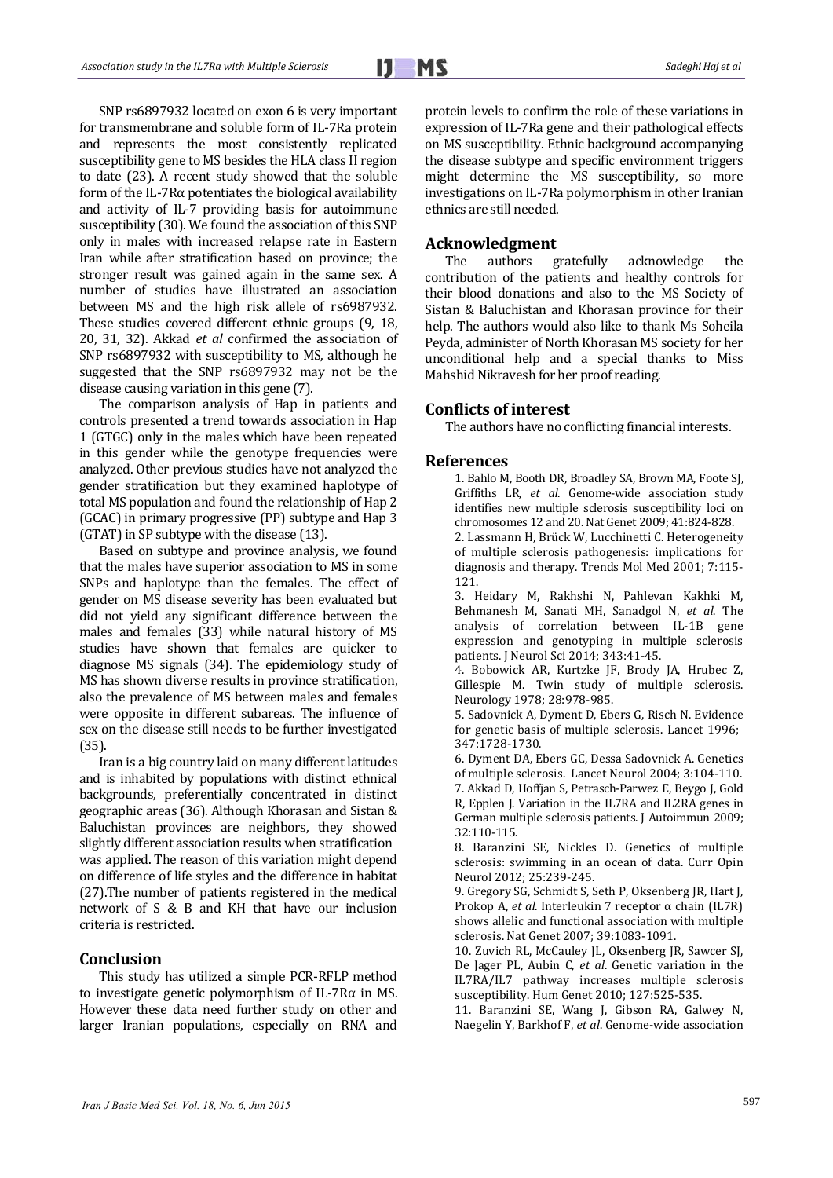SNP rs6897932 located on exon 6 is very important for transmembrane and soluble form of IL-7Ra protein and represents the most consistently replicated susceptibility gene to MS besides the HLA class II region to date (23). A recent study showed that the soluble form of the IL-7Rα potentiates the biological availability and activity of IL-7 providing basis for autoimmune susceptibility (30). We found the association of this SNP only in males with increased relapse rate in Eastern Iran while after stratification based on province; the stronger result was gained again in the same sex. A number of studies have illustrated an association between MS and the high risk allele of rs6987932. These studies covered different ethnic groups (9, 18, 20, 31, 32). Akkad *et al* confirmed the association of SNP rs6897932 with susceptibility to MS, although he suggested that the SNP rs6897932 may not be the disease causing variation in this gene (7).

The comparison analysis of Hap in patients and controls presented a trend towards association in Hap 1 (GTGC) only in the males which have been repeated in this gender while the genotype frequencies were analyzed. Other previous studies have not analyzed the gender stratification but they examined haplotype of total MS population and found the relationship of Hap 2 (GCAC) in primary progressive (PP) subtype and Hap 3 (GTAT) in SP subtype with the disease (13).

Based on subtype and province analysis, we found that the males have superior association to MS in some SNPs and haplotype than the females. The effect of gender on MS disease severity has been evaluated but did not yield any significant difference between the males and females (33) while natural history of MS studies have shown that females are quicker to diagnose MS signals (34). The epidemiology study of MS has shown diverse results in province stratification, also the prevalence of MS between males and females were opposite in different subareas. The influence of sex on the disease still needs to be further investigated (35).

Iran is a big country laid on many different latitudes and is inhabited by populations with distinct ethnical backgrounds, preferentially concentrated in distinct geographic areas (36). Although Khorasan and Sistan & Baluchistan provinces are neighbors, they showed slightly different association results when stratification was applied. The reason of this variation might depend on difference of life styles and the difference in habitat (27).The number of patients registered in the medical network of S & B and KH that have our inclusion criteria is restricted.

## Conclusion

This study has utilized a simple PCR-RFLP method to investigate genetic polymorphism of IL-7Rα in MS. However these data need further study on other and larger Iranian populations, especially on RNA and protein levels to confirm the role of these variations in expression of IL-7Ra gene and their pathological effects on MS susceptibility. Ethnic background accompanying the disease subtype and specific environment triggers might determine the MS susceptibility, so more investigations on IL-7Ra polymorphism in other Iranian ethnics are still needed.

## Acknowledgment

The authors gratefully acknowledge the contribution of the patients and healthy controls for their blood donations and also to the MS Society of Sistan & Baluchistan and Khorasan province for their help. The authors would also like to thank Ms Soheila Peyda, administer of North Khorasan MS society for her unconditional help and a special thanks to Miss Mahshid Nikravesh for her proof reading.

## Conflicts of interest

The authors have no conflicting financial interests.

## References

1. Bahlo M, Booth DR, Broadley SA, Brown MA, Foote SJ, Griffiths LR, *et al*. Genome-wide association study identifies new multiple sclerosis susceptibility loci on chromosomes 12 and 20. Nat Genet 2009; 41:824-828.
2. Lassmann H, Brück W, Lucchinetti C. Heterogeneity of multiple sclerosis pathogenesis: implications for diagnosis and therapy. Trends Mol Med 2001; 7:115-121.
3. Heidary M, Rakhshi N, Pahlevan Kakhki M, Behmanesh M, Sanati MH, Sanadgol N, *et al*. The analysis of correlation between IL-1B gene expression and genotyping in multiple sclerosis patients. J Neurol Sci 2014; 343:41-45.
4. Bobowick AR, Kurtzke JF, Brody JA, Hrubec Z, Gillespie M. Twin study of multiple sclerosis. Neurology 1978; 28:978-985.
5. Sadovnick A, Dyment D, Ebers G, Risch N. Evidence for genetic basis of multiple sclerosis. Lancet 1996; 347:1728-1730.
6. Dyment DA, Ebers GC, Dessa Sadovnick A. Genetics of multiple sclerosis. Lancet Neurol 2004; 3:104-110.
7. Akkad D, Hoffjan S, Petrasch-Parwez E, Beygo J, Gold R, Epplen J. Variation in the IL7RA and IL2RA genes in German multiple sclerosis patients. J Autoimmun 2009; 32:110-115.
8. Baranzini SE, Nickles D. Genetics of multiple sclerosis: swimming in an ocean of data. Curr Opin Neurol 2012; 25:239-245.
9. Gregory SG, Schmidt S, Seth P, Oksenberg JR, Hart J, Prokop A, *et al*. Interleukin 7 receptor α chain (IL7R) shows allelic and functional association with multiple sclerosis. Nat Genet 2007; 39:1083-1091.
10. Zuvich RL, McCauley JL, Oksenberg JR, Sawcer SJ, De Jager PL, Aubin C, *et al*. Genetic variation in the IL7RA/IL7 pathway increases multiple sclerosis susceptibility. Hum Genet 2010; 127:525-535.
11. Baranzini SE, Wang J, Gibson RA, Galwey N, Naegelin Y, Barkhof F, *et al*. Genome-wide association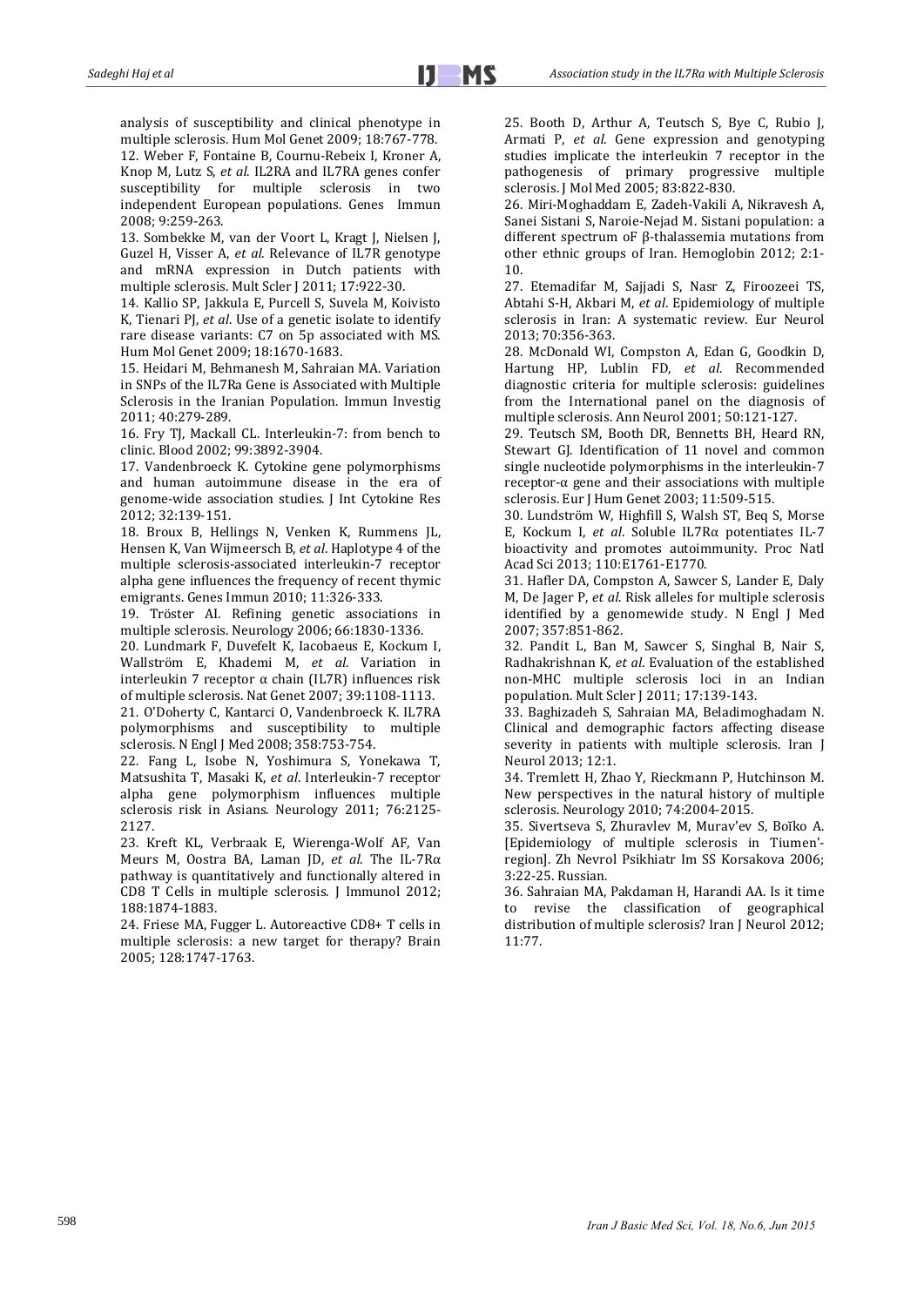analysis of susceptibility and clinical phenotype in multiple sclerosis. Hum Mol Genet 2009; 18:767-778.

12. Weber F, Fontaine B, Cournu-Rebeix I, Kroner A, Knop M, Lutz S, *et al*. IL2RA and IL7RA genes confer susceptibility for multiple sclerosis in two independent European populations. Genes Immun 2008; 9:259-263.

13. Sombekke M, van der Voort L, Kragt J, Nielsen J, Guzel H, Visser A, *et al*. Relevance of IL7R genotype and mRNA expression in Dutch patients with multiple sclerosis. Mult Scler J 2011; 17:922-30.

14. Kallio SP, Jakkula E, Purcell S, Suvela M, Koivisto K, Tienari PJ, *et al*. Use of a genetic isolate to identify rare disease variants: C7 on 5p associated with MS. Hum Mol Genet 2009; 18:1670-1683.

15. Heidari M, Behmanesh M, Sahraian MA. Variation in SNPs of the IL7Ra Gene is Associated with Multiple Sclerosis in the Iranian Population. Immun Investig 2011; 40:279-289.

16. Fry TJ, Mackall CL. Interleukin-7: from bench to clinic. Blood 2002; 99:3892-3904.

17. Vandenbroeck K. Cytokine gene polymorphisms and human autoimmune disease in the era of genome-wide association studies. J Int Cytokine Res 2012; 32:139-151.

18. Broux B, Hellings N, Venken K, Rummens JL, Hensen K, Van Wijmeersch B, *et al*. Haplotype 4 of the multiple sclerosis-associated interleukin-7 receptor alpha gene influences the frequency of recent thymic emigrants. Genes Immun 2010; 11:326-333.

19. Tröster AI. Refining genetic associations in multiple sclerosis. Neurology 2006; 66:1830-1336.

20. Lundmark F, Duvefelt K, Iacobaeus E, Kockum I, Wallström E, Khademi M, *et al*. Variation in interleukin 7 receptor α chain (IL7R) influences risk of multiple sclerosis. Nat Genet 2007; 39:1108-1113.

21. O'Doherty C, Kantarci O, Vandenbroeck K. IL7RA polymorphisms and susceptibility to multiple sclerosis. N Engl J Med 2008; 358:753-754.

22. Fang L, Isobe N, Yoshimura S, Yonekawa T, Matsushita T, Masaki K, *et al*. Interleukin-7 receptor alpha gene polymorphism influences multiple sclerosis risk in Asians. Neurology 2011; 76:2125-2127.

23. Kreft KL, Verbraak E, Wierenga-Wolf AF, Van Meurs M, Oostra BA, Laman JD, *et al*. The IL-7Rα pathway is quantitatively and functionally altered in CD8 T Cells in multiple sclerosis. J Immunol 2012; 188:1874-1883.

24. Friese MA, Fugger L. Autoreactive CD8+ T cells in multiple sclerosis: a new target for therapy? Brain 2005; 128:1747-1763.

25. Booth D, Arthur A, Teutsch S, Bye C, Rubio J, Armati P, *et al*. Gene expression and genotyping studies implicate the interleukin 7 receptor in the pathogenesis of primary progressive multiple sclerosis. J Mol Med 2005; 83:822-830.

26. Miri-Moghaddam E, Zadeh-Vakili A, Nikravesh A, Sanei Sistani S, Naroie-Nejad M. Sistani population: a different spectrum oF β-thalassemia mutations from other ethnic groups of Iran. Hemoglobin 2012; 2:1-10.

27. Etemadifar M, Sajjadi S, Nasr Z, Firoozeei TS, Abtahi S-H, Akbari M, *et al*. Epidemiology of multiple sclerosis in Iran: A systematic review. Eur Neurol 2013; 70:356-363.

28. McDonald WI, Compston A, Edan G, Goodkin D, Hartung HP, Lublin FD, *et al*. Recommended diagnostic criteria for multiple sclerosis: guidelines from the International panel on the diagnosis of multiple sclerosis. Ann Neurol 2001; 50:121-127.

29. Teutsch SM, Booth DR, Bennetts BH, Heard RN, Stewart GJ. Identification of 11 novel and common single nucleotide polymorphisms in the interleukin-7 receptor-α gene and their associations with multiple sclerosis. Eur J Hum Genet 2003; 11:509-515.

30. Lundström W, Highfill S, Walsh ST, Beq S, Morse E, Kockum I, *et al*. Soluble IL7Rα potentiates IL-7 bioactivity and promotes autoimmunity. Proc Natl Acad Sci 2013; 110:E1761-E1770.

31. Hafler DA, Compston A, Sawcer S, Lander E, Daly M, De Jager P, *et al*. Risk alleles for multiple sclerosis identified by a genomewide study. N Engl J Med 2007; 357:851-862.

32. Pandit L, Ban M, Sawcer S, Singhal B, Nair S, Radhakrishnan K, *et al*. Evaluation of the established non-MHC multiple sclerosis loci in an Indian population. Mult Scler J 2011; 17:139-143.

33. Baghizadeh S, Sahraian MA, Beladimoghadam N. Clinical and demographic factors affecting disease severity in patients with multiple sclerosis. Iran J Neurol 2013; 12:1.

34. Tremlett H, Zhao Y, Rieckmann P, Hutchinson M. New perspectives in the natural history of multiple sclerosis. Neurology 2010; 74:2004-2015.

35. Sivertseva S, Zhuravlev M, Murav'ev S, Boĭko A. [Epidemiology of multiple sclerosis in Tiumen'-region]. Zh Nevrol Psikhiatr Im SS Korsakova 2006; 3:22-25. Russian.

36. Sahraian MA, Pakdaman H, Harandi AA. Is it time to revise the classification of geographical distribution of multiple sclerosis? Iran J Neurol 2012; 11:77.